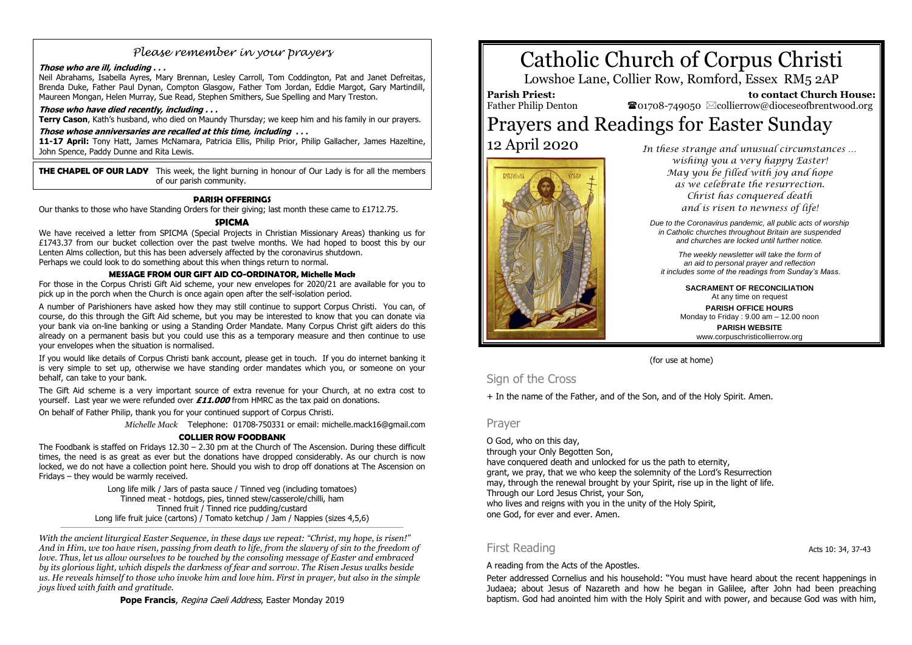*Please remember in your prayers*

**Those who are ill, including . . .**

Neil Abrahams, Isabella Ayres, Mary Brennan, Lesley Carroll, Tom Coddington, Pat and Janet Defreitas, Brenda Duke, Father Paul Dynan, Compton Glasgow, Father Tom Jordan, Eddie Margot, Gary Martindill, Maureen Mongan, Helen Murray, Sue Read, Stephen Smithers, Sue Spelling and Mary Treston.

**Those who have died recently, including . . .**

**Terry Cason**, Kath's husband, who died on Maundy Thursday; we keep him and his family in our prayers.

**Those whose anniversaries are recalled at this time, including . . .**

**11-17 April:** Tony Hatt, James McNamara, Patricia Ellis, Philip Prior, Philip Gallacher, James Hazeltine, John Spence, Paddy Dunne and Rita Lewis.

**THE CHAPEL OF OUR LADY** This week, the light burning in honour of Our Lady is for all the members of our parish community.

**PARISH OFFERINGS**

Our thanks to those who have Standing Orders for their giving; last month these came to £1712.75.

**SPICMA**

We have received a letter from SPICMA (Special Projects in Christian Missionary Areas) thanking us for £1743.37 from our bucket collection over the past twelve months. We had hoped to boost this by our Lenten Alms collection, but this has been adversely affected by the coronavirus shutdown.
Perhaps we could look to do something about this when things return to normal.

**MESSAGE FROM OUR GIFT AID CO-ORDINATOR, Michelle Mack**

For those in the Corpus Christi Gift Aid scheme, your new envelopes for 2020/21 are available for you to pick up in the porch when the Church is once again open after the self-isolation period.

A number of Parishioners have asked how they may still continue to support Corpus Christi. You can, of course, do this through the Gift Aid scheme, but you may be interested to know that you can donate via your bank via on-line banking or using a Standing Order Mandate. Many Corpus Christ gift aiders do this already on a permanent basis but you could use this as a temporary measure and then continue to use your envelopes when the situation is normalised.

If you would like details of Corpus Christi bank account, please get in touch. If you do internet banking it is very simple to set up, otherwise we have standing order mandates which you, or someone on your behalf, can take to your bank.

The Gift Aid scheme is a very important source of extra revenue for your Church, at no extra cost to yourself. Last year we were refunded over ***£11.000*** from HMRC as the tax paid on donations.

On behalf of Father Philip, thank you for your continued support of Corpus Christi.

*Michelle Mack* Telephone: 01708-750331 or email: michelle.mack16@gmail.com

**COLLIER ROW FOODBANK**

The Foodbank is staffed on Fridays 12.30 – 2.30 pm at the Church of The Ascension. During these difficult times, the need is as great as ever but the donations have dropped considerably. As our church is now locked, we do not have a collection point here. Should you wish to drop off donations at The Ascension on Fridays – they would be warmly received.

Long life milk / Jars of pasta sauce / Tinned veg (including tomatoes)
Tinned meat - hotdogs, pies, tinned stew/casserole/chilli, ham
Tinned fruit / Tinned rice pudding/custard
Long life fruit juice (cartons) / Tomato ketchup / Jam / Nappies (sizes 4,5,6)

*With the ancient liturgical Easter Sequence, in these days we repeat: "Christ, my hope, is risen!" And in Him, we too have risen, passing from death to life, from the slavery of sin to the freedom of love. Thus, let us allow ourselves to be touched by the consoling message of Easter and embraced by its glorious light, which dispels the darkness of fear and sorrow. The Risen Jesus walks beside us. He reveals himself to those who invoke him and love him. First in prayer, but also in the simple joys lived with faith and gratitude.*

**Pope Francis**, *Regina Caeli Address*, Easter Monday 2019

# Catholic Church of Corpus Christi

Lowshoe Lane, Collier Row, Romford, Essex RM5 2AP

**Parish Priest:** Father Philip Denton

**to contact Church House:** ☎01708-749050 ✉collierrow@dioceseofbrentwood.org

# Prayers and Readings for Easter Sunday

## 12 April 2020

*In these strange and unusual circumstances …
wishing you a very happy Easter!
May you be filled with joy and hope
as we celebrate the resurrection.
Christ has conquered death
and is risen to newness of life!*

*Due to the Coronavirus pandemic, all public acts of worship in Catholic churches throughout Britain are suspended and churches are locked until further notice.*

*The weekly newsletter will take the form of an aid to personal prayer and reflection it includes some of the readings from Sunday's Mass.*

**SACRAMENT OF RECONCILIATION**
At any time on request

**PARISH OFFICE HOURS**
Monday to Friday : 9.00 am – 12.00 noon

**PARISH WEBSITE**
www.corpuschristicollierrow.org

(for use at home)

## Sign of the Cross

+ In the name of the Father, and of the Son, and of the Holy Spirit. Amen.

## Prayer

O God, who on this day,
through your Only Begotten Son,
have conquered death and unlocked for us the path to eternity,
grant, we pray, that we who keep the solemnity of the Lord's Resurrection
may, through the renewal brought by your Spirit, rise up in the light of life.
Through our Lord Jesus Christ, your Son,
who lives and reigns with you in the unity of the Holy Spirit,
one God, for ever and ever. Amen.

## First Reading

Acts 10: 34, 37-43

A reading from the Acts of the Apostles.

Peter addressed Cornelius and his household: "You must have heard about the recent happenings in Judaea; about Jesus of Nazareth and how he began in Galilee, after John had been preaching baptism. God had anointed him with the Holy Spirit and with power, and because God was with him,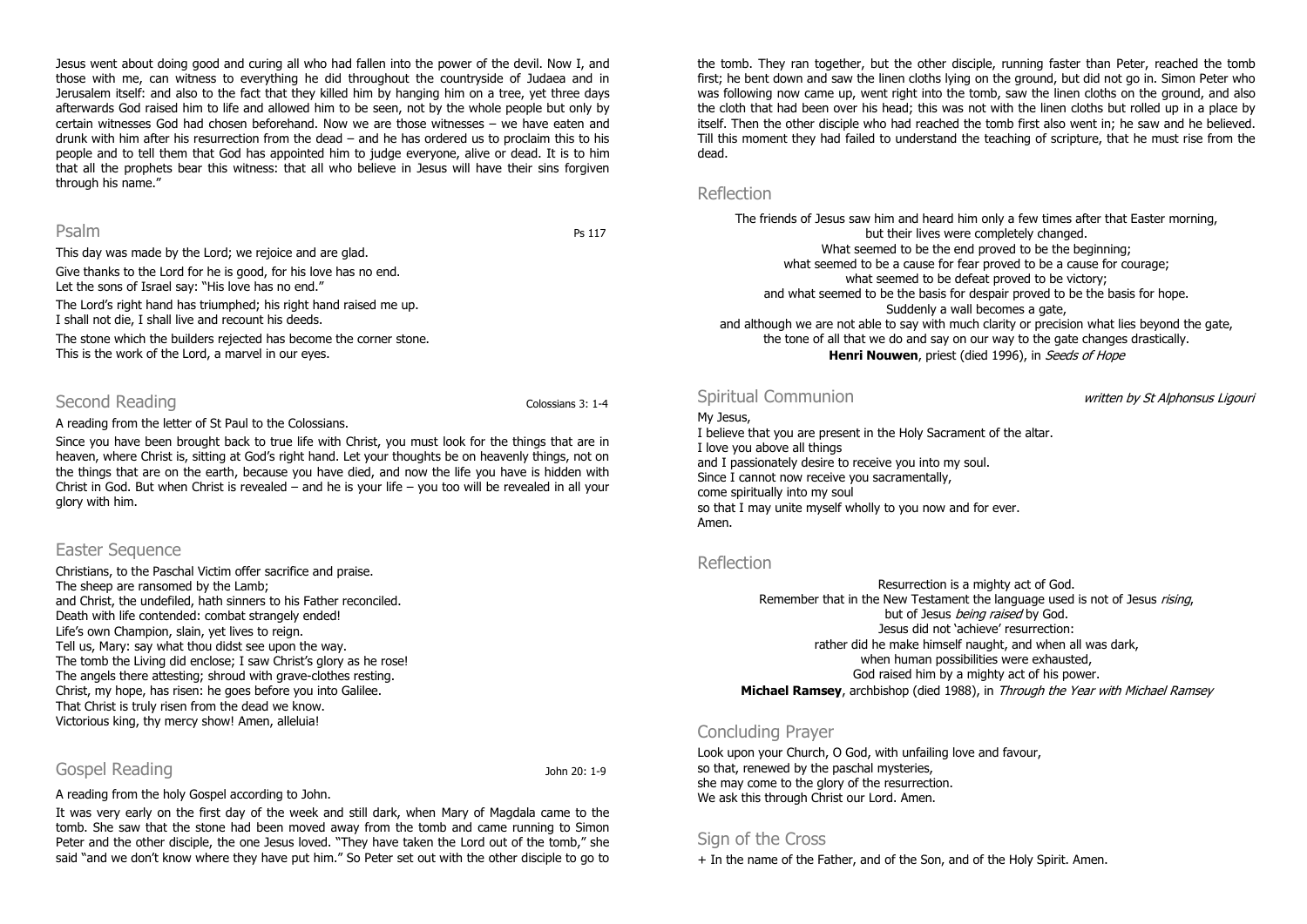Jesus went about doing good and curing all who had fallen into the power of the devil. Now I, and those with me, can witness to everything he did throughout the countryside of Judaea and in Jerusalem itself: and also to the fact that they killed him by hanging him on a tree, yet three days afterwards God raised him to life and allowed him to be seen, not by the whole people but only by certain witnesses God had chosen beforehand. Now we are those witnesses – we have eaten and drunk with him after his resurrection from the dead – and he has ordered us to proclaim this to his people and to tell them that God has appointed him to judge everyone, alive or dead. It is to him that all the prophets bear this witness: that all who believe in Jesus will have their sins forgiven through his name."

## Psalm

Ps 117

This day was made by the Lord; we rejoice and are glad.

Give thanks to the Lord for he is good, for his love has no end.
Let the sons of Israel say: "His love has no end."

The Lord's right hand has triumphed; his right hand raised me up.
I shall not die, I shall live and recount his deeds.

The stone which the builders rejected has become the corner stone.
This is the work of the Lord, a marvel in our eyes.

## Second Reading

Colossians 3: 1-4

A reading from the letter of St Paul to the Colossians.

Since you have been brought back to true life with Christ, you must look for the things that are in heaven, where Christ is, sitting at God's right hand. Let your thoughts be on heavenly things, not on the things that are on the earth, because you have died, and now the life you have is hidden with Christ in God. But when Christ is revealed – and he is your life – you too will be revealed in all your glory with him.

## Easter Sequence

Christians, to the Paschal Victim offer sacrifice and praise.
The sheep are ransomed by the Lamb;
and Christ, the undefiled, hath sinners to his Father reconciled.
Death with life contended: combat strangely ended!
Life's own Champion, slain, yet lives to reign.
Tell us, Mary: say what thou didst see upon the way.
The tomb the Living did enclose; I saw Christ's glory as he rose!
The angels there attesting; shroud with grave-clothes resting.
Christ, my hope, has risen: he goes before you into Galilee.
That Christ is truly risen from the dead we know.
Victorious king, thy mercy show! Amen, alleluia!

## Gospel Reading

John 20: 1-9

A reading from the holy Gospel according to John.

It was very early on the first day of the week and still dark, when Mary of Magdala came to the tomb. She saw that the stone had been moved away from the tomb and came running to Simon Peter and the other disciple, the one Jesus loved. "They have taken the Lord out of the tomb," she said "and we don't know where they have put him." So Peter set out with the other disciple to go to the tomb. They ran together, but the other disciple, running faster than Peter, reached the tomb first; he bent down and saw the linen cloths lying on the ground, but did not go in. Simon Peter who was following now came up, went right into the tomb, saw the linen cloths on the ground, and also the cloth that had been over his head; this was not with the linen cloths but rolled up in a place by itself. Then the other disciple who had reached the tomb first also went in; he saw and he believed. Till this moment they had failed to understand the teaching of scripture, that he must rise from the dead.

## Reflection

The friends of Jesus saw him and heard him only a few times after that Easter morning,
but their lives were completely changed.
What seemed to be the end proved to be the beginning;
what seemed to be a cause for fear proved to be a cause for courage;
what seemed to be defeat proved to be victory;
and what seemed to be the basis for despair proved to be the basis for hope.
Suddenly a wall becomes a gate,
and although we are not able to say with much clarity or precision what lies beyond the gate,
the tone of all that we do and say on our way to the gate changes drastically.
**Henri Nouwen**, priest (died 1996), in *Seeds of Hope*

## Spiritual Communion

*written by St Alphonsus Ligouri*

My Jesus,
I believe that you are present in the Holy Sacrament of the altar.
I love you above all things
and I passionately desire to receive you into my soul.
Since I cannot now receive you sacramentally,
come spiritually into my soul
so that I may unite myself wholly to you now and for ever.
Amen.

## Reflection

Resurrection is a mighty act of God.
Remember that in the New Testament the language used is not of Jesus *rising*,
but of Jesus *being raised* by God.
Jesus did not 'achieve' resurrection:
rather did he make himself naught, and when all was dark,
when human possibilities were exhausted,
God raised him by a mighty act of his power.
**Michael Ramsey**, archbishop (died 1988), in *Through the Year with Michael Ramsey*

## Concluding Prayer

Look upon your Church, O God, with unfailing love and favour,
so that, renewed by the paschal mysteries,
she may come to the glory of the resurrection.
We ask this through Christ our Lord. Amen.

## Sign of the Cross

+ In the name of the Father, and of the Son, and of the Holy Spirit. Amen.